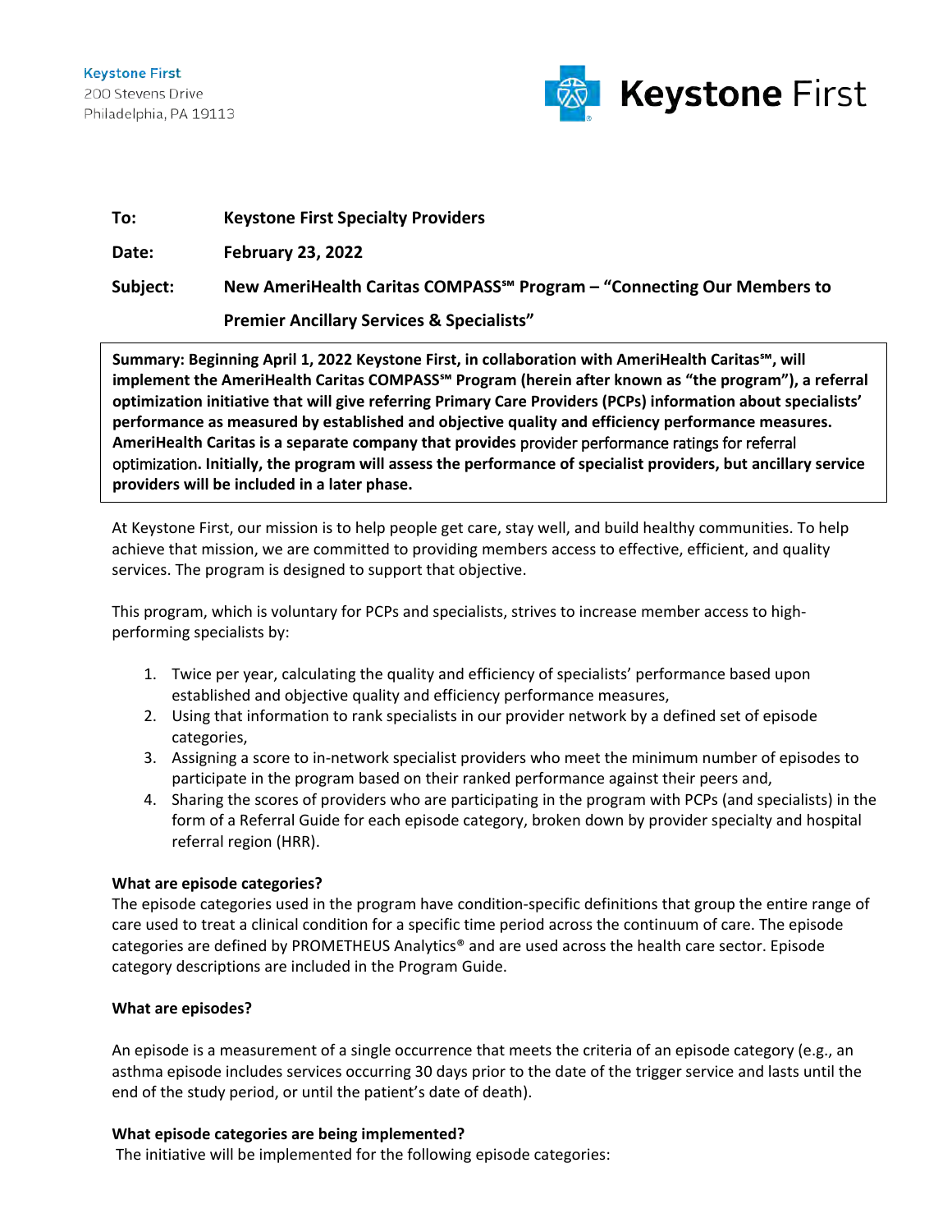Keystone First
200 Stevens Drive
Philadelphia, PA 19113

**Keystone First**

| | |
|---|---|
| **To:** | **Keystone First Specialty Providers** |
| **Date:** | **February 23, 2022** |
| **Subject:** | **New AmeriHealth Caritas COMPASS℠ Program – "Connecting Our Members to Premier Ancillary Services & Specialists"** |

**Summary: Beginning April 1, 2022 Keystone First, in collaboration with AmeriHealth Caritas℠, will implement the AmeriHealth Caritas COMPASS℠ Program (herein after known as "the program"), a referral optimization initiative that will give referring Primary Care Providers (PCPs) information about specialists' performance as measured by established and objective quality and efficiency performance measures. AmeriHealth Caritas is a separate company that provides** provider performance ratings for referral optimization**. Initially, the program will assess the performance of specialist providers, but ancillary service providers will be included in a later phase.**

At Keystone First, our mission is to help people get care, stay well, and build healthy communities. To help achieve that mission, we are committed to providing members access to effective, efficient, and quality services. The program is designed to support that objective.

This program, which is voluntary for PCPs and specialists, strives to increase member access to high-performing specialists by:

1. Twice per year, calculating the quality and efficiency of specialists' performance based upon established and objective quality and efficiency performance measures,
2. Using that information to rank specialists in our provider network by a defined set of episode categories,
3. Assigning a score to in-network specialist providers who meet the minimum number of episodes to participate in the program based on their ranked performance against their peers and,
4. Sharing the scores of providers who are participating in the program with PCPs (and specialists) in the form of a Referral Guide for each episode category, broken down by provider specialty and hospital referral region (HRR).

**What are episode categories?**
The episode categories used in the program have condition-specific definitions that group the entire range of care used to treat a clinical condition for a specific time period across the continuum of care. The episode categories are defined by PROMETHEUS Analytics® and are used across the health care sector. Episode category descriptions are included in the Program Guide.

**What are episodes?**

An episode is a measurement of a single occurrence that meets the criteria of an episode category (e.g., an asthma episode includes services occurring 30 days prior to the date of the trigger service and lasts until the end of the study period, or until the patient's date of death).

**What episode categories are being implemented?**
The initiative will be implemented for the following episode categories: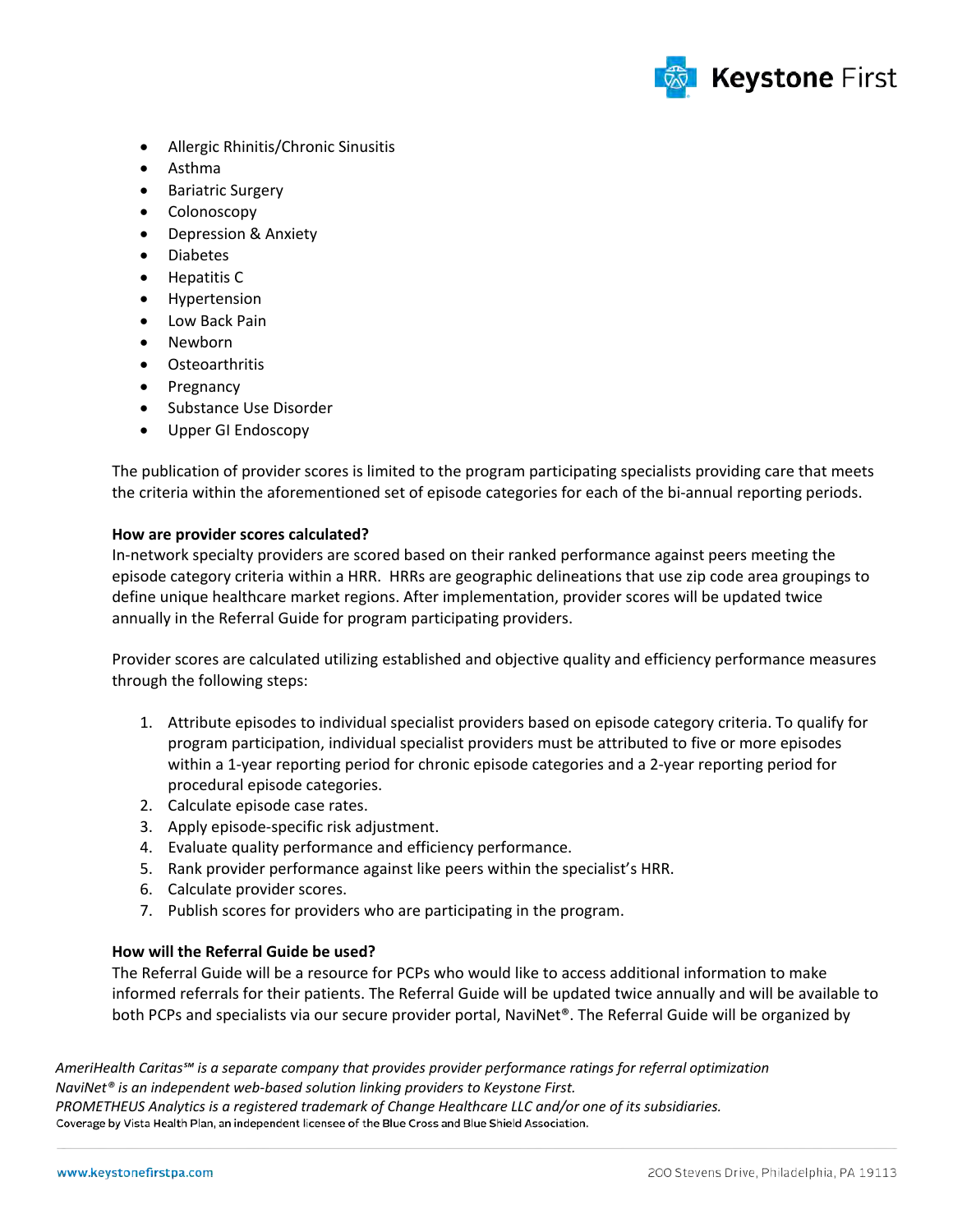- Allergic Rhinitis/Chronic Sinusitis
- Asthma
- Bariatric Surgery
- Colonoscopy
- Depression & Anxiety
- Diabetes
- Hepatitis C
- Hypertension
- Low Back Pain
- Newborn
- Osteoarthritis
- Pregnancy
- Substance Use Disorder
- Upper GI Endoscopy

The publication of provider scores is limited to the program participating specialists providing care that meets the criteria within the aforementioned set of episode categories for each of the bi-annual reporting periods.

**How are provider scores calculated?**

In-network specialty providers are scored based on their ranked performance against peers meeting the episode category criteria within a HRR. HRRs are geographic delineations that use zip code area groupings to define unique healthcare market regions. After implementation, provider scores will be updated twice annually in the Referral Guide for program participating providers.

Provider scores are calculated utilizing established and objective quality and efficiency performance measures through the following steps:

1. Attribute episodes to individual specialist providers based on episode category criteria. To qualify for program participation, individual specialist providers must be attributed to five or more episodes within a 1-year reporting period for chronic episode categories and a 2-year reporting period for procedural episode categories.
2. Calculate episode case rates.
3. Apply episode-specific risk adjustment.
4. Evaluate quality performance and efficiency performance.
5. Rank provider performance against like peers within the specialist's HRR.
6. Calculate provider scores.
7. Publish scores for providers who are participating in the program.

**How will the Referral Guide be used?**

The Referral Guide will be a resource for PCPs who would like to access additional information to make informed referrals for their patients. The Referral Guide will be updated twice annually and will be available to both PCPs and specialists via our secure provider portal, NaviNet®. The Referral Guide will be organized by

*AmeriHealth Caritas℠ is a separate company that provides provider performance ratings for referral optimization*
*NaviNet® is an independent web-based solution linking providers to Keystone First.*
*PROMETHEUS Analytics is a registered trademark of Change Healthcare LLC and/or one of its subsidiaries.*
Coverage by Vista Health Plan, an independent licensee of the Blue Cross and Blue Shield Association.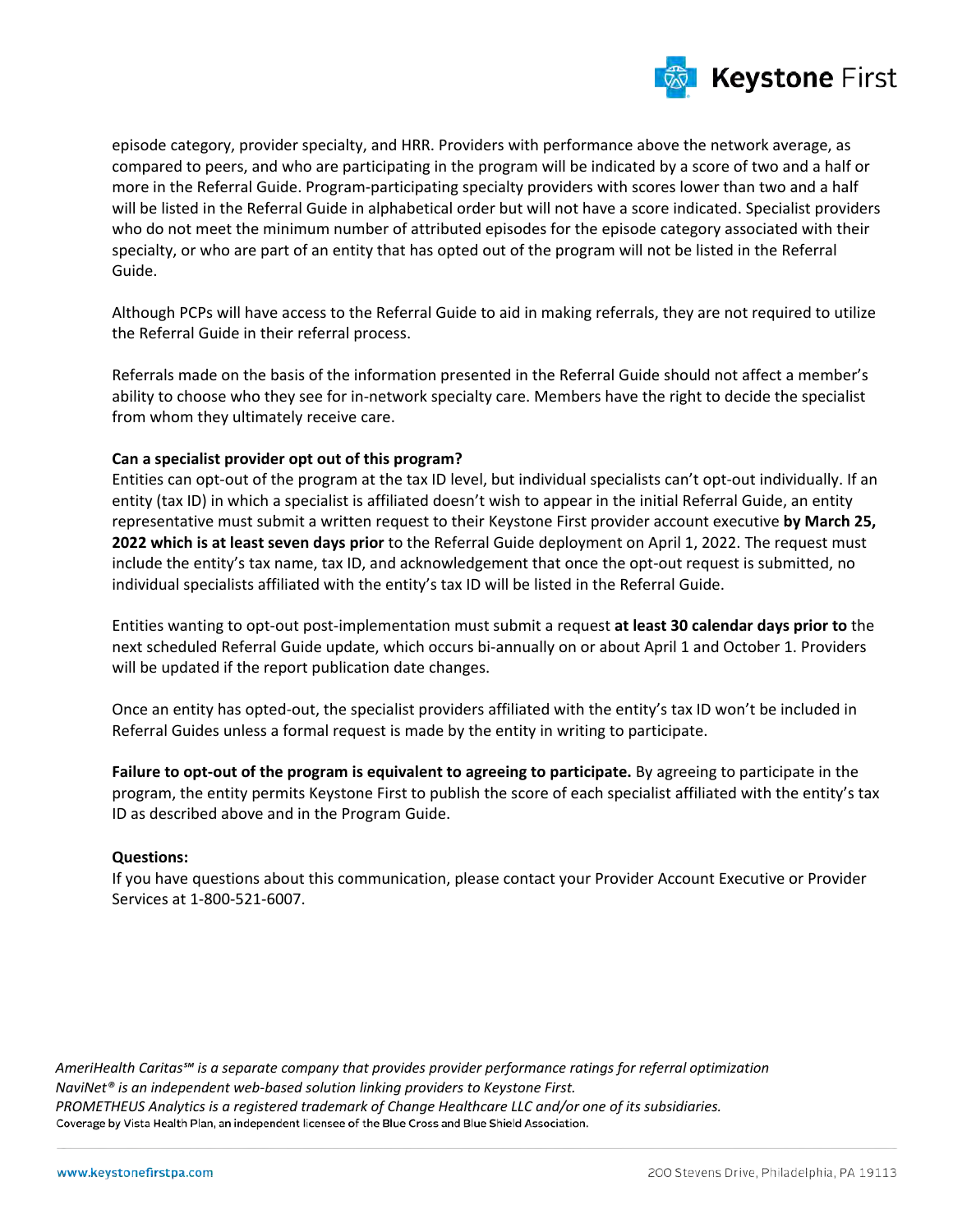episode category, provider specialty, and HRR. Providers with performance above the network average, as compared to peers, and who are participating in the program will be indicated by a score of two and a half or more in the Referral Guide. Program-participating specialty providers with scores lower than two and a half will be listed in the Referral Guide in alphabetical order but will not have a score indicated. Specialist providers who do not meet the minimum number of attributed episodes for the episode category associated with their specialty, or who are part of an entity that has opted out of the program will not be listed in the Referral Guide.

Although PCPs will have access to the Referral Guide to aid in making referrals, they are not required to utilize the Referral Guide in their referral process.

Referrals made on the basis of the information presented in the Referral Guide should not affect a member's ability to choose who they see for in-network specialty care. Members have the right to decide the specialist from whom they ultimately receive care.

**Can a specialist provider opt out of this program?**

Entities can opt-out of the program at the tax ID level, but individual specialists can't opt-out individually. If an entity (tax ID) in which a specialist is affiliated doesn't wish to appear in the initial Referral Guide, an entity representative must submit a written request to their Keystone First provider account executive **by March 25, 2022 which is at least seven days prior** to the Referral Guide deployment on April 1, 2022. The request must include the entity's tax name, tax ID, and acknowledgement that once the opt-out request is submitted, no individual specialists affiliated with the entity's tax ID will be listed in the Referral Guide.

Entities wanting to opt-out post-implementation must submit a request **at least 30 calendar days prior to** the next scheduled Referral Guide update, which occurs bi-annually on or about April 1 and October 1. Providers will be updated if the report publication date changes.

Once an entity has opted-out, the specialist providers affiliated with the entity's tax ID won't be included in Referral Guides unless a formal request is made by the entity in writing to participate.

**Failure to opt-out of the program is equivalent to agreeing to participate.** By agreeing to participate in the program, the entity permits Keystone First to publish the score of each specialist affiliated with the entity's tax ID as described above and in the Program Guide.

**Questions:**

If you have questions about this communication, please contact your Provider Account Executive or Provider Services at 1-800-521-6007.

*AmeriHealth Caritas℠ is a separate company that provides provider performance ratings for referral optimization*
*NaviNet® is an independent web-based solution linking providers to Keystone First.*
*PROMETHEUS Analytics is a registered trademark of Change Healthcare LLC and/or one of its subsidiaries.*
Coverage by Vista Health Plan, an independent licensee of the Blue Cross and Blue Shield Association.